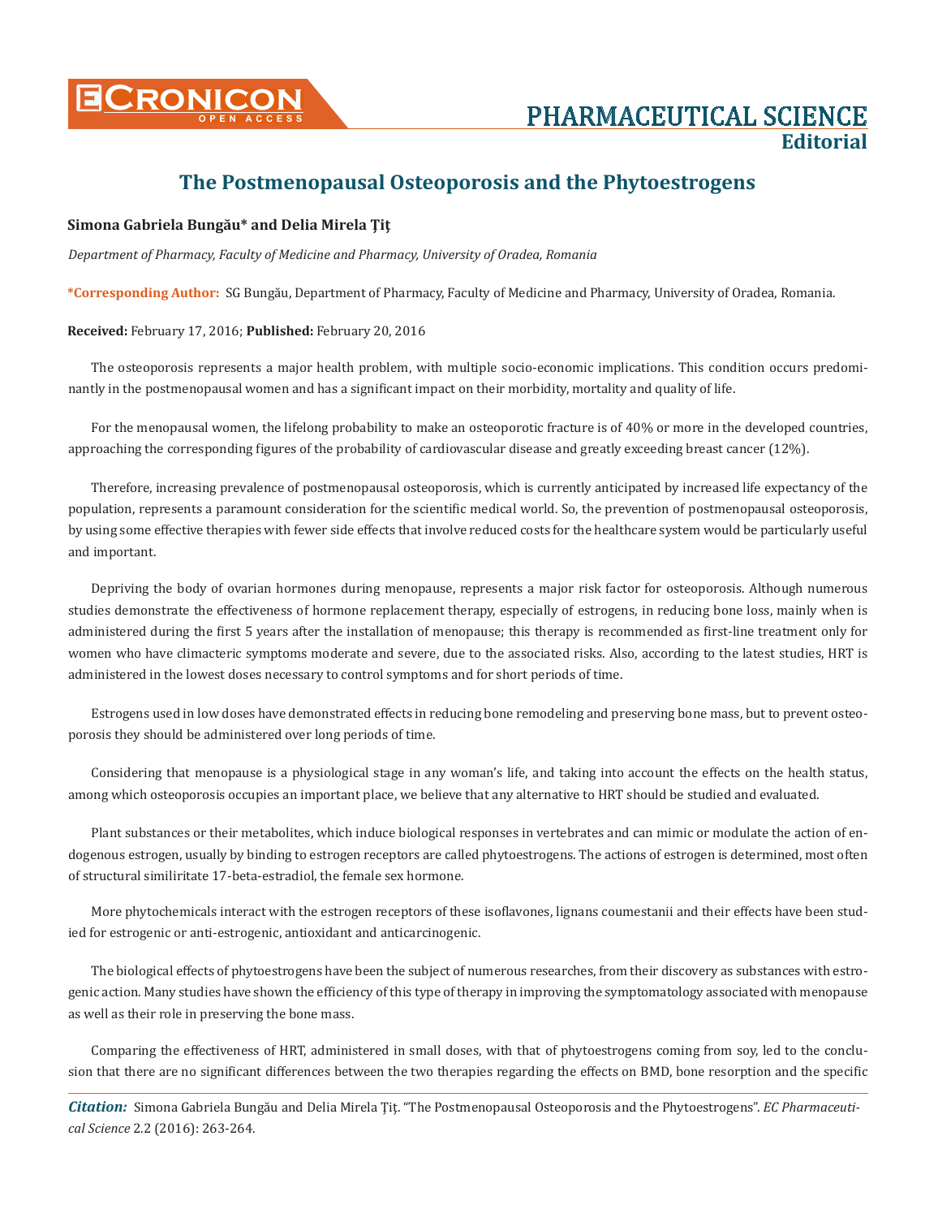# The Postmenopausal Osteoporosis and the Phytoestrogens

**Simona Gabriela Bungău\* and Delia Mirela Ţiţ**

*Department of Pharmacy, Faculty of Medicine and Pharmacy, University of Oradea, Romania*

**\*Corresponding Author:** SG Bungău, Department of Pharmacy, Faculty of Medicine and Pharmacy, University of Oradea, Romania.

**Received:** February 17, 2016; **Published:** February 20, 2016

The osteoporosis represents a major health problem, with multiple socio-economic implications. This condition occurs predominantly in the postmenopausal women and has a significant impact on their morbidity, mortality and quality of life.

For the menopausal women, the lifelong probability to make an osteoporotic fracture is of 40% or more in the developed countries, approaching the corresponding figures of the probability of cardiovascular disease and greatly exceeding breast cancer (12%).

Therefore, increasing prevalence of postmenopausal osteoporosis, which is currently anticipated by increased life expectancy of the population, represents a paramount consideration for the scientific medical world. So, the prevention of postmenopausal osteoporosis, by using some effective therapies with fewer side effects that involve reduced costs for the healthcare system would be particularly useful and important.

Depriving the body of ovarian hormones during menopause, represents a major risk factor for osteoporosis. Although numerous studies demonstrate the effectiveness of hormone replacement therapy, especially of estrogens, in reducing bone loss, mainly when is administered during the first 5 years after the installation of menopause; this therapy is recommended as first-line treatment only for women who have climacteric symptoms moderate and severe, due to the associated risks. Also, according to the latest studies, HRT is administered in the lowest doses necessary to control symptoms and for short periods of time.

Estrogens used in low doses have demonstrated effects in reducing bone remodeling and preserving bone mass, but to prevent osteoporosis they should be administered over long periods of time.

Considering that menopause is a physiological stage in any woman's life, and taking into account the effects on the health status, among which osteoporosis occupies an important place, we believe that any alternative to HRT should be studied and evaluated.

Plant substances or their metabolites, which induce biological responses in vertebrates and can mimic or modulate the action of endogenous estrogen, usually by binding to estrogen receptors are called phytoestrogens. The actions of estrogen is determined, most often of structural similiritate 17-beta-estradiol, the female sex hormone.

More phytochemicals interact with the estrogen receptors of these isoflavones, lignans coumestanii and their effects have been studied for estrogenic or anti-estrogenic, antioxidant and anticarcinogenic.

The biological effects of phytoestrogens have been the subject of numerous researches, from their discovery as substances with estrogenic action. Many studies have shown the efficiency of this type of therapy in improving the symptomatology associated with menopause as well as their role in preserving the bone mass.

Comparing the effectiveness of HRT, administered in small doses, with that of phytoestrogens coming from soy, led to the conclusion that there are no significant differences between the two therapies regarding the effects on BMD, bone resorption and the specific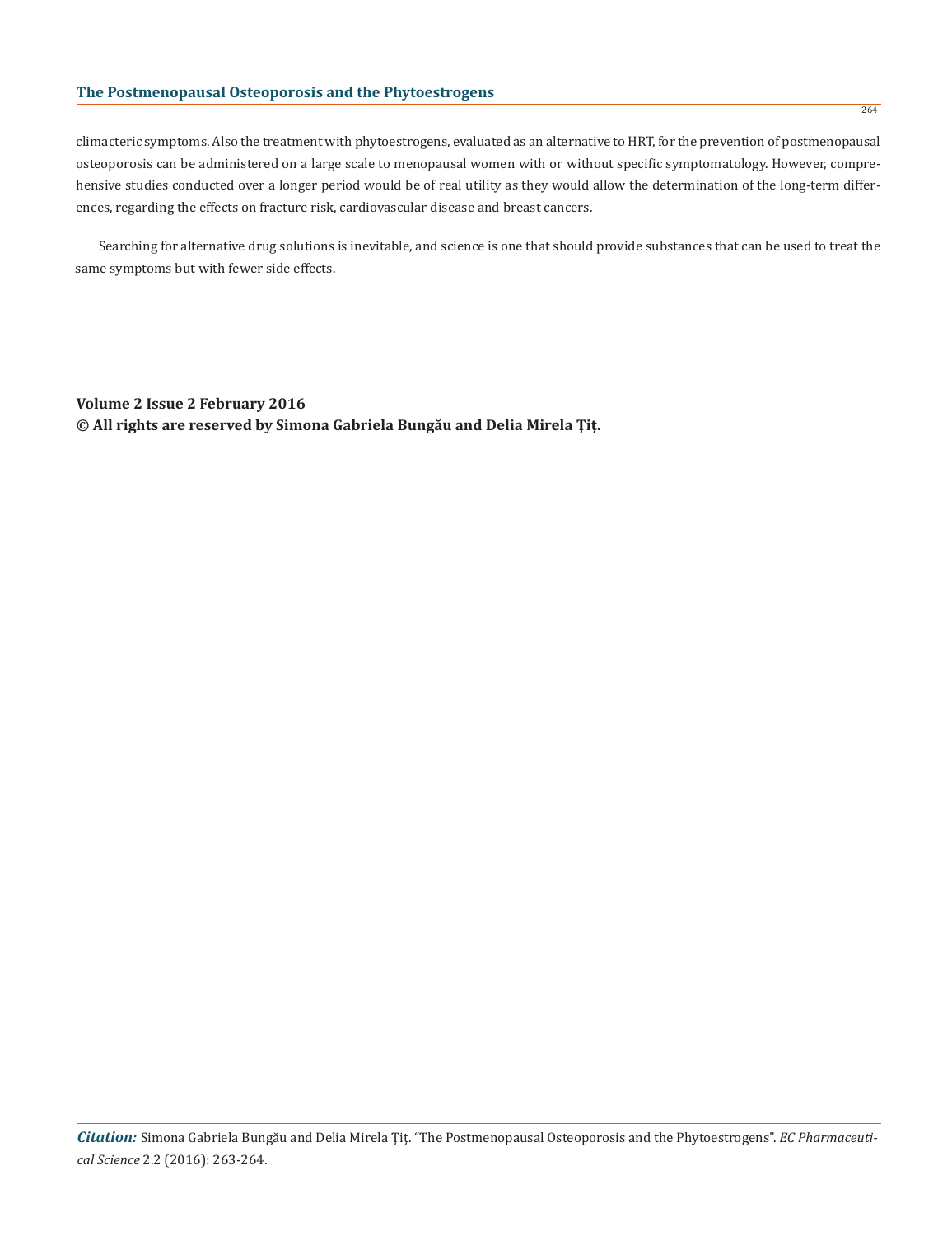climacteric symptoms. Also the treatment with phytoestrogens, evaluated as an alternative to HRT, for the prevention of postmenopausal osteoporosis can be administered on a large scale to menopausal women with or without specific symptomatology. However, comprehensive studies conducted over a longer period would be of real utility as they would allow the determination of the long-term differences, regarding the effects on fracture risk, cardiovascular disease and breast cancers.

Searching for alternative drug solutions is inevitable, and science is one that should provide substances that can be used to treat the same symptoms but with fewer side effects.

**Volume 2 Issue 2 February 2016**
**© All rights are reserved by Simona Gabriela Bungău and Delia Mirela Ţiţ.**